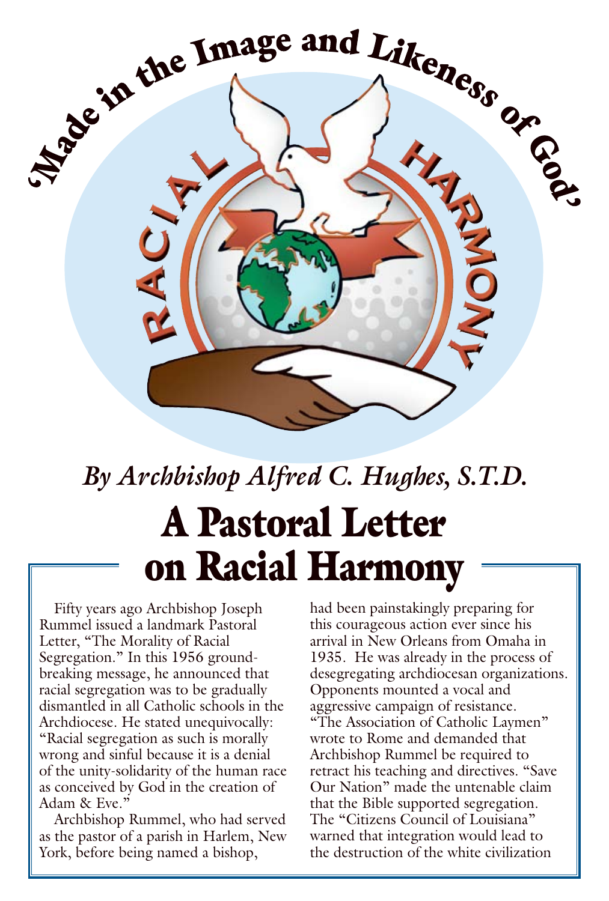'Made in the Image and Likeness of God'

RACIAL HARMONY

*By Archbishop Alfred C. Hughes, S.T.D.*

# A Pastoral Letter on Racial Harmony

Fifty years ago Archbishop Joseph Rummel issued a landmark Pastoral Letter, "The Morality of Racial Segregation." In this 1956 groundbreaking message, he announced that racial segregation was to be gradually dismantled in all Catholic schools in the Archdiocese. He stated unequivocally: "Racial segregation as such is morally wrong and sinful because it is a denial of the unity-solidarity of the human race as conceived by God in the creation of Adam & Eve."

Archbishop Rummel, who had served as the pastor of a parish in Harlem, New York, before being named a bishop, had been painstakingly preparing for this courageous action ever since his arrival in New Orleans from Omaha in 1935. He was already in the process of desegregating archdiocesan organizations. Opponents mounted a vocal and aggressive campaign of resistance. "The Association of Catholic Laymen" wrote to Rome and demanded that Archbishop Rummel be required to retract his teaching and directives. "Save Our Nation" made the untenable claim that the Bible supported segregation. The "Citizens Council of Louisiana" warned that integration would lead to the destruction of the white civilization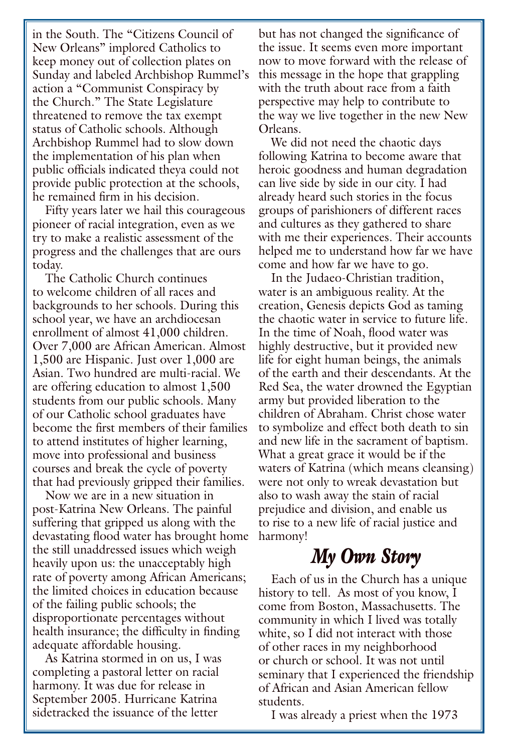in the South. The "Citizens Council of New Orleans" implored Catholics to keep money out of collection plates on Sunday and labeled Archbishop Rummel's action a "Communist Conspiracy by the Church." The State Legislature threatened to remove the tax exempt status of Catholic schools. Although Archbishop Rummel had to slow down the implementation of his plan when public officials indicated theya could not provide public protection at the schools, he remained firm in his decision.

Fifty years later we hail this courageous pioneer of racial integration, even as we try to make a realistic assessment of the progress and the challenges that are ours today.

The Catholic Church continues to welcome children of all races and backgrounds to her schools. During this school year, we have an archdiocesan enrollment of almost 41,000 children. Over 7,000 are African American. Almost 1,500 are Hispanic. Just over 1,000 are Asian. Two hundred are multi-racial. We are offering education to almost 1,500 students from our public schools. Many of our Catholic school graduates have become the first members of their families to attend institutes of higher learning, move into professional and business courses and break the cycle of poverty that had previously gripped their families.

Now we are in a new situation in post-Katrina New Orleans. The painful suffering that gripped us along with the devastating flood water has brought home the still unaddressed issues which weigh heavily upon us: the unacceptably high rate of poverty among African Americans; the limited choices in education because of the failing public schools; the disproportionate percentages without health insurance; the difficulty in finding adequate affordable housing.

As Katrina stormed in on us, I was completing a pastoral letter on racial harmony. It was due for release in September 2005. Hurricane Katrina sidetracked the issuance of the letter but has not changed the significance of the issue. It seems even more important now to move forward with the release of this message in the hope that grappling with the truth about race from a faith perspective may help to contribute to the way we live together in the new New Orleans.

We did not need the chaotic days following Katrina to become aware that heroic goodness and human degradation can live side by side in our city. I had already heard such stories in the focus groups of parishioners of different races and cultures as they gathered to share with me their experiences. Their accounts helped me to understand how far we have come and how far we have to go.

In the Judaeo-Christian tradition, water is an ambiguous reality. At the creation, Genesis depicts God as taming the chaotic water in service to future life. In the time of Noah, flood water was highly destructive, but it provided new life for eight human beings, the animals of the earth and their descendants. At the Red Sea, the water drowned the Egyptian army but provided liberation to the children of Abraham. Christ chose water to symbolize and effect both death to sin and new life in the sacrament of baptism. What a great grace it would be if the waters of Katrina (which means cleansing) were not only to wreak devastation but also to wash away the stain of racial prejudice and division, and enable us to rise to a new life of racial justice and harmony!

## *My Own Story*

Each of us in the Church has a unique history to tell. As most of you know, I come from Boston, Massachusetts. The community in which I lived was totally white, so I did not interact with those of other races in my neighborhood or church or school. It was not until seminary that I experienced the friendship of African and Asian American fellow students.

I was already a priest when the 1973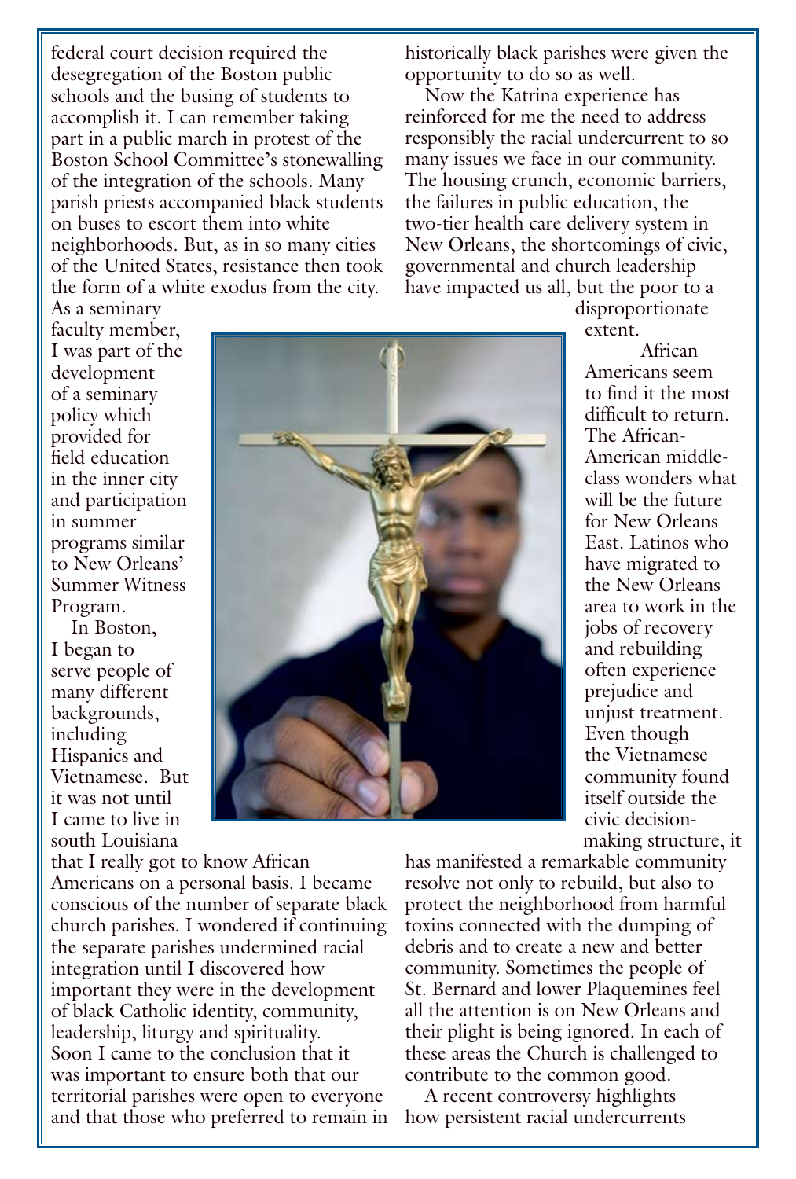federal court decision required the desegregation of the Boston public schools and the busing of students to accomplish it. I can remember taking part in a public march in protest of the Boston School Committee's stonewalling of the integration of the schools. Many parish priests accompanied black students on buses to escort them into white neighborhoods. But, as in so many cities of the United States, resistance then took the form of a white exodus from the city. As a seminary faculty member, I was part of the development of a seminary policy which provided for field education in the inner city and participation in summer programs similar to New Orleans' Summer Witness Program.

In Boston, I began to serve people of many different backgrounds, including Hispanics and Vietnamese. But it was not until I came to live in south Louisiana that I really got to know African Americans on a personal basis. I became conscious of the number of separate black church parishes. I wondered if continuing the separate parishes undermined racial integration until I discovered how important they were in the development of black Catholic identity, community, leadership, liturgy and spirituality. Soon I came to the conclusion that it was important to ensure both that our territorial parishes were open to everyone and that those who preferred to remain in historically black parishes were given the opportunity to do so as well.

Now the Katrina experience has reinforced for me the need to address responsibly the racial undercurrent to so many issues we face in our community. The housing crunch, economic barriers, the failures in public education, the two-tier health care delivery system in New Orleans, the shortcomings of civic, governmental and church leadership have impacted us all, but the poor to a disproportionate extent.

African Americans seem to find it the most difficult to return. The African-American middle-class wonders what will be the future for New Orleans East. Latinos who have migrated to the New Orleans area to work in the jobs of recovery and rebuilding often experience prejudice and unjust treatment. Even though the Vietnamese community found itself outside the civic decision-making structure, it has manifested a remarkable community resolve not only to rebuild, but also to protect the neighborhood from harmful toxins connected with the dumping of debris and to create a new and better community. Sometimes the people of St. Bernard and lower Plaquemines feel all the attention is on New Orleans and their plight is being ignored. In each of these areas the Church is challenged to contribute to the common good.

A recent controversy highlights how persistent racial undercurrents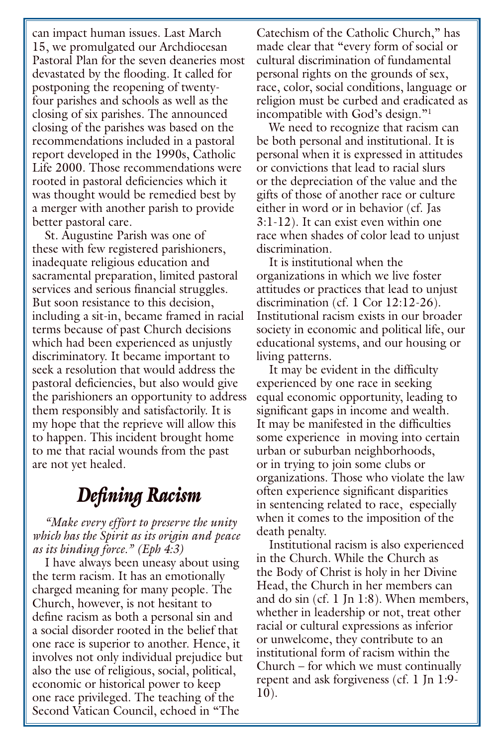can impact human issues. Last March 15, we promulgated our Archdiocesan Pastoral Plan for the seven deaneries most devastated by the flooding. It called for postponing the reopening of twenty-four parishes and schools as well as the closing of six parishes. The announced closing of the parishes was based on the recommendations included in a pastoral report developed in the 1990s, Catholic Life 2000. Those recommendations were rooted in pastoral deficiencies which it was thought would be remedied best by a merger with another parish to provide better pastoral care.

St. Augustine Parish was one of these with few registered parishioners, inadequate religious education and sacramental preparation, limited pastoral services and serious financial struggles. But soon resistance to this decision, including a sit-in, became framed in racial terms because of past Church decisions which had been experienced as unjustly discriminatory. It became important to seek a resolution that would address the pastoral deficiencies, but also would give the parishioners an opportunity to address them responsibly and satisfactorily. It is my hope that the reprieve will allow this to happen. This incident brought home to me that racial wounds from the past are not yet healed.

## Defining Racism

*"Make every effort to preserve the unity which has the Spirit as its origin and peace as its binding force." (Eph 4:3)*

I have always been uneasy about using the term racism. It has an emotionally charged meaning for many people. The Church, however, is not hesitant to define racism as both a personal sin and a social disorder rooted in the belief that one race is superior to another. Hence, it involves not only individual prejudice but also the use of religious, social, political, economic or historical power to keep one race privileged. The teaching of the Second Vatican Council, echoed in "The Catechism of the Catholic Church," has made clear that "every form of social or cultural discrimination of fundamental personal rights on the grounds of sex, race, color, social conditions, language or religion must be curbed and eradicated as incompatible with God's design."[1]

We need to recognize that racism can be both personal and institutional. It is personal when it is expressed in attitudes or convictions that lead to racial slurs or the depreciation of the value and the gifts of those of another race or culture either in word or in behavior (cf. Jas 3:1-12). It can exist even within one race when shades of color lead to unjust discrimination.

It is institutional when the organizations in which we live foster attitudes or practices that lead to unjust discrimination (cf. 1 Cor 12:12-26). Institutional racism exists in our broader society in economic and political life, our educational systems, and our housing or living patterns.

It may be evident in the difficulty experienced by one race in seeking equal economic opportunity, leading to significant gaps in income and wealth. It may be manifested in the difficulties some experience in moving into certain urban or suburban neighborhoods, or in trying to join some clubs or organizations. Those who violate the law often experience significant disparities in sentencing related to race, especially when it comes to the imposition of the death penalty.

Institutional racism is also experienced in the Church. While the Church as the Body of Christ is holy in her Divine Head, the Church in her members can and do sin (cf. 1 Jn 1:8). When members, whether in leadership or not, treat other racial or cultural expressions as inferior or unwelcome, they contribute to an institutional form of racism within the Church – for which we must continually repent and ask forgiveness (cf. 1 Jn 1:9-10).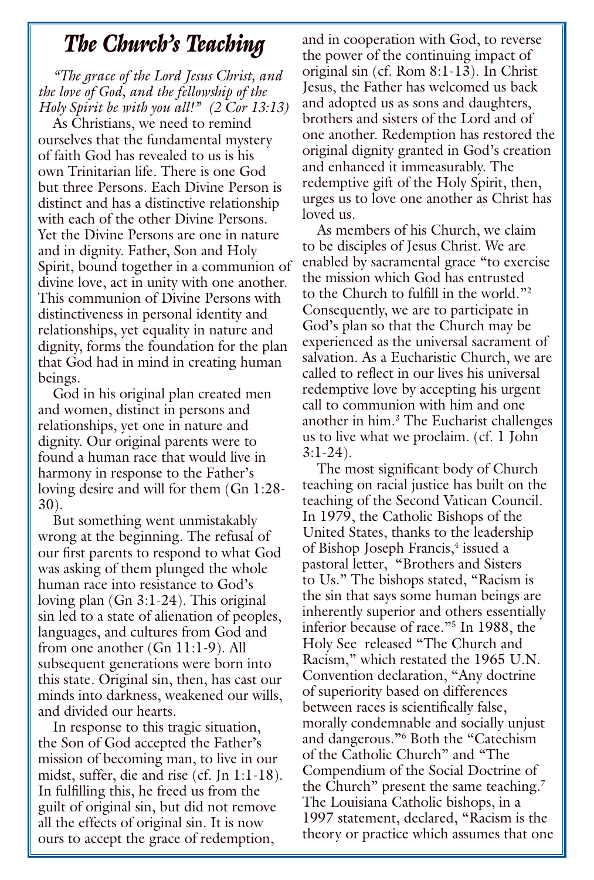## The Church's Teaching

*"The grace of the Lord Jesus Christ, and the love of God, and the fellowship of the Holy Spirit be with you all!" (2 Cor 13:13)*

As Christians, we need to remind ourselves that the fundamental mystery of faith God has revealed to us is his own Trinitarian life. There is one God but three Persons. Each Divine Person is distinct and has a distinctive relationship with each of the other Divine Persons. Yet the Divine Persons are one in nature and in dignity. Father, Son and Holy Spirit, bound together in a communion of divine love, act in unity with one another. This communion of Divine Persons with distinctiveness in personal identity and relationships, yet equality in nature and dignity, forms the foundation for the plan that God had in mind in creating human beings.

God in his original plan created men and women, distinct in persons and relationships, yet one in nature and dignity. Our original parents were to found a human race that would live in harmony in response to the Father's loving desire and will for them (Gn 1:28-30).

But something went unmistakably wrong at the beginning. The refusal of our first parents to respond to what God was asking of them plunged the whole human race into resistance to God's loving plan (Gn 3:1-24). This original sin led to a state of alienation of peoples, languages, and cultures from God and from one another (Gn 11:1-9). All subsequent generations were born into this state. Original sin, then, has cast our minds into darkness, weakened our wills, and divided our hearts.

In response to this tragic situation, the Son of God accepted the Father's mission of becoming man, to live in our midst, suffer, die and rise (cf. Jn 1:1-18). In fulfilling this, he freed us from the guilt of original sin, but did not remove all the effects of original sin. It is now ours to accept the grace of redemption, and in cooperation with God, to reverse the power of the continuing impact of original sin (cf. Rom 8:1-13). In Christ Jesus, the Father has welcomed us back and adopted us as sons and daughters, brothers and sisters of the Lord and of one another. Redemption has restored the original dignity granted in God's creation and enhanced it immeasurably. The redemptive gift of the Holy Spirit, then, urges us to love one another as Christ has loved us.

As members of his Church, we claim to be disciples of Jesus Christ. We are enabled by sacramental grace "to exercise the mission which God has entrusted to the Church to fulfill in the world."[2] Consequently, we are to participate in God's plan so that the Church may be experienced as the universal sacrament of salvation. As a Eucharistic Church, we are called to reflect in our lives his universal redemptive love by accepting his urgent call to communion with him and one another in him.[3] The Eucharist challenges us to live what we proclaim. (cf. 1 John 3:1-24).

The most significant body of Church teaching on racial justice has built on the teaching of the Second Vatican Council. In 1979, the Catholic Bishops of the United States, thanks to the leadership of Bishop Joseph Francis,[4] issued a pastoral letter, "Brothers and Sisters to Us." The bishops stated, "Racism is the sin that says some human beings are inherently superior and others essentially inferior because of race."[5] In 1988, the Holy See released "The Church and Racism," which restated the 1965 U.N. Convention declaration, "Any doctrine of superiority based on differences between races is scientifically false, morally condemnable and socially unjust and dangerous."[6] Both the "Catechism of the Catholic Church" and "The Compendium of the Social Doctrine of the Church" present the same teaching.[7] The Louisiana Catholic bishops, in a 1997 statement, declared, "Racism is the theory or practice which assumes that one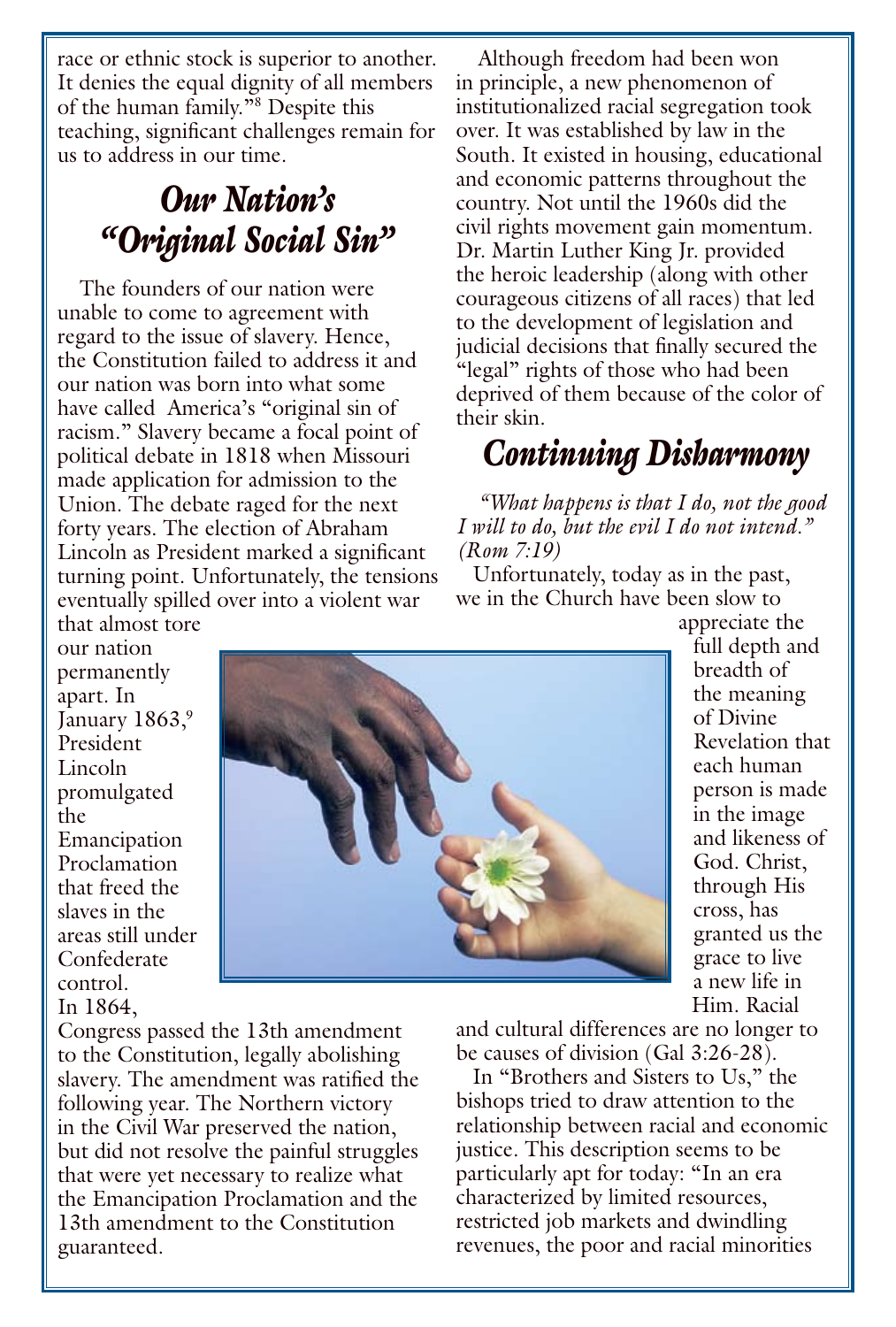race or ethnic stock is superior to another. It denies the equal dignity of all members of the human family."[8] Despite this teaching, significant challenges remain for us to address in our time.

## Our Nation's "Original Social Sin"

The founders of our nation were unable to come to agreement with regard to the issue of slavery. Hence, the Constitution failed to address it and our nation was born into what some have called America's "original sin of racism." Slavery became a focal point of political debate in 1818 when Missouri made application for admission to the Union. The debate raged for the next forty years. The election of Abraham Lincoln as President marked a significant turning point. Unfortunately, the tensions eventually spilled over into a violent war that almost tore our nation permanently apart. In January 1863,[9] President Lincoln promulgated the Emancipation Proclamation that freed the slaves in the areas still under Confederate control. In 1864, Congress passed the 13th amendment to the Constitution, legally abolishing slavery. The amendment was ratified the following year. The Northern victory in the Civil War preserved the nation, but did not resolve the painful struggles that were yet necessary to realize what the Emancipation Proclamation and the 13th amendment to the Constitution guaranteed.

Although freedom had been won in principle, a new phenomenon of institutionalized racial segregation took over. It was established by law in the South. It existed in housing, educational and economic patterns throughout the country. Not until the 1960s did the civil rights movement gain momentum. Dr. Martin Luther King Jr. provided the heroic leadership (along with other courageous citizens of all races) that led to the development of legislation and judicial decisions that finally secured the "legal" rights of those who had been deprived of them because of the color of their skin.

## Continuing Disharmony

*"What happens is that I do, not the good I will to do, but the evil I do not intend." (Rom 7:19)*

Unfortunately, today as in the past, we in the Church have been slow to appreciate the full depth and breadth of the meaning of Divine Revelation that each human person is made in the image and likeness of God. Christ, through His cross, has granted us the grace to live a new life in Him. Racial and cultural differences are no longer to be causes of division (Gal 3:26-28).

In "Brothers and Sisters to Us," the bishops tried to draw attention to the relationship between racial and economic justice. This description seems to be particularly apt for today: "In an era characterized by limited resources, restricted job markets and dwindling revenues, the poor and racial minorities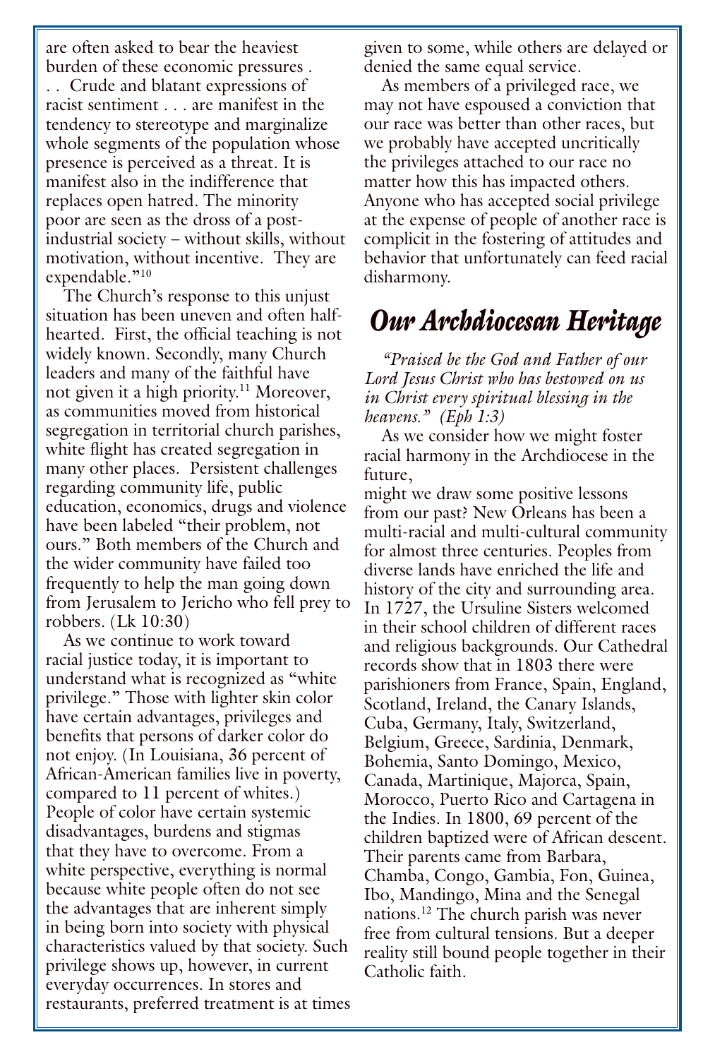are often asked to bear the heaviest burden of these economic pressures . . . Crude and blatant expressions of racist sentiment . . . are manifest in the tendency to stereotype and marginalize whole segments of the population whose presence is perceived as a threat. It is manifest also in the indifference that replaces open hatred. The minority poor are seen as the dross of a post-industrial society – without skills, without motivation, without incentive. They are expendable."[10]

The Church's response to this unjust situation has been uneven and often half-hearted. First, the official teaching is not widely known. Secondly, many Church leaders and many of the faithful have not given it a high priority.[11] Moreover, as communities moved from historical segregation in territorial church parishes, white flight has created segregation in many other places. Persistent challenges regarding community life, public education, economics, drugs and violence have been labeled "their problem, not ours." Both members of the Church and the wider community have failed too frequently to help the man going down from Jerusalem to Jericho who fell prey to robbers. (Lk 10:30)

As we continue to work toward racial justice today, it is important to understand what is recognized as "white privilege." Those with lighter skin color have certain advantages, privileges and benefits that persons of darker color do not enjoy. (In Louisiana, 36 percent of African-American families live in poverty, compared to 11 percent of whites.) People of color have certain systemic disadvantages, burdens and stigmas that they have to overcome. From a white perspective, everything is normal because white people often do not see the advantages that are inherent simply in being born into society with physical characteristics valued by that society. Such privilege shows up, however, in current everyday occurrences. In stores and restaurants, preferred treatment is at times given to some, while others are delayed or denied the same equal service.

As members of a privileged race, we may not have espoused a conviction that our race was better than other races, but we probably have accepted uncritically the privileges attached to our race no matter how this has impacted others. Anyone who has accepted social privilege at the expense of people of another race is complicit in the fostering of attitudes and behavior that unfortunately can feed racial disharmony.

## Our Archdiocesan Heritage

*"Praised be the God and Father of our Lord Jesus Christ who has bestowed on us in Christ every spiritual blessing in the heavens." (Eph 1:3)*

As we consider how we might foster racial harmony in the Archdiocese in the future, might we draw some positive lessons from our past? New Orleans has been a multi-racial and multi-cultural community for almost three centuries. Peoples from diverse lands have enriched the life and history of the city and surrounding area. In 1727, the Ursuline Sisters welcomed in their school children of different races and religious backgrounds. Our Cathedral records show that in 1803 there were parishioners from France, Spain, England, Scotland, Ireland, the Canary Islands, Cuba, Germany, Italy, Switzerland, Belgium, Greece, Sardinia, Denmark, Bohemia, Santo Domingo, Mexico, Canada, Martinique, Majorca, Spain, Morocco, Puerto Rico and Cartagena in the Indies. In 1800, 69 percent of the children baptized were of African descent. Their parents came from Barbara, Chamba, Congo, Gambia, Fon, Guinea, Ibo, Mandingo, Mina and the Senegal nations.[12] The church parish was never free from cultural tensions. But a deeper reality still bound people together in their Catholic faith.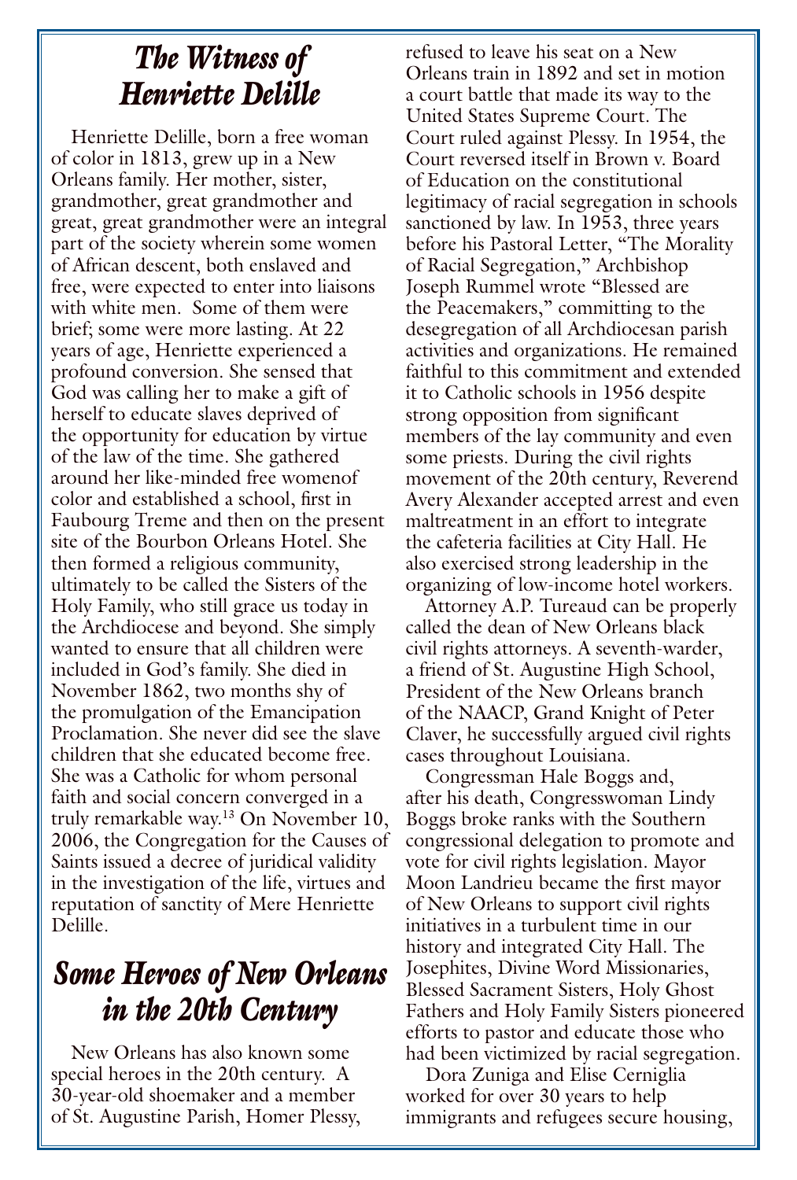## *The Witness of Henriette Delille*

Henriette Delille, born a free woman of color in 1813, grew up in a New Orleans family. Her mother, sister, grandmother, great grandmother and great, great grandmother were an integral part of the society wherein some women of African descent, both enslaved and free, were expected to enter into liaisons with white men. Some of them were brief; some were more lasting. At 22 years of age, Henriette experienced a profound conversion. She sensed that God was calling her to make a gift of herself to educate slaves deprived of the opportunity for education by virtue of the law of the time. She gathered around her like-minded free womenof color and established a school, first in Faubourg Treme and then on the present site of the Bourbon Orleans Hotel. She then formed a religious community, ultimately to be called the Sisters of the Holy Family, who still grace us today in the Archdiocese and beyond. She simply wanted to ensure that all children were included in God's family. She died in November 1862, two months shy of the promulgation of the Emancipation Proclamation. She never did see the slave children that she educated become free. She was a Catholic for whom personal faith and social concern converged in a truly remarkable way.[13] On November 10, 2006, the Congregation for the Causes of Saints issued a decree of juridical validity in the investigation of the life, virtues and reputation of sanctity of Mere Henriette Delille.

## *Some Heroes of New Orleans in the 20th Century*

New Orleans has also known some special heroes in the 20th century. A 30-year-old shoemaker and a member of St. Augustine Parish, Homer Plessy, refused to leave his seat on a New Orleans train in 1892 and set in motion a court battle that made its way to the United States Supreme Court. The Court ruled against Plessy. In 1954, the Court reversed itself in Brown v. Board of Education on the constitutional legitimacy of racial segregation in schools sanctioned by law. In 1953, three years before his Pastoral Letter, "The Morality of Racial Segregation," Archbishop Joseph Rummel wrote "Blessed are the Peacemakers," committing to the desegregation of all Archdiocesan parish activities and organizations. He remained faithful to this commitment and extended it to Catholic schools in 1956 despite strong opposition from significant members of the lay community and even some priests. During the civil rights movement of the 20th century, Reverend Avery Alexander accepted arrest and even maltreatment in an effort to integrate the cafeteria facilities at City Hall. He also exercised strong leadership in the organizing of low-income hotel workers.

Attorney A.P. Tureaud can be properly called the dean of New Orleans black civil rights attorneys. A seventh-warder, a friend of St. Augustine High School, President of the New Orleans branch of the NAACP, Grand Knight of Peter Claver, he successfully argued civil rights cases throughout Louisiana.

Congressman Hale Boggs and, after his death, Congresswoman Lindy Boggs broke ranks with the Southern congressional delegation to promote and vote for civil rights legislation. Mayor Moon Landrieu became the first mayor of New Orleans to support civil rights initiatives in a turbulent time in our history and integrated City Hall. The Josephites, Divine Word Missionaries, Blessed Sacrament Sisters, Holy Ghost Fathers and Holy Family Sisters pioneered efforts to pastor and educate those who had been victimized by racial segregation.

Dora Zuniga and Elise Cerniglia worked for over 30 years to help immigrants and refugees secure housing,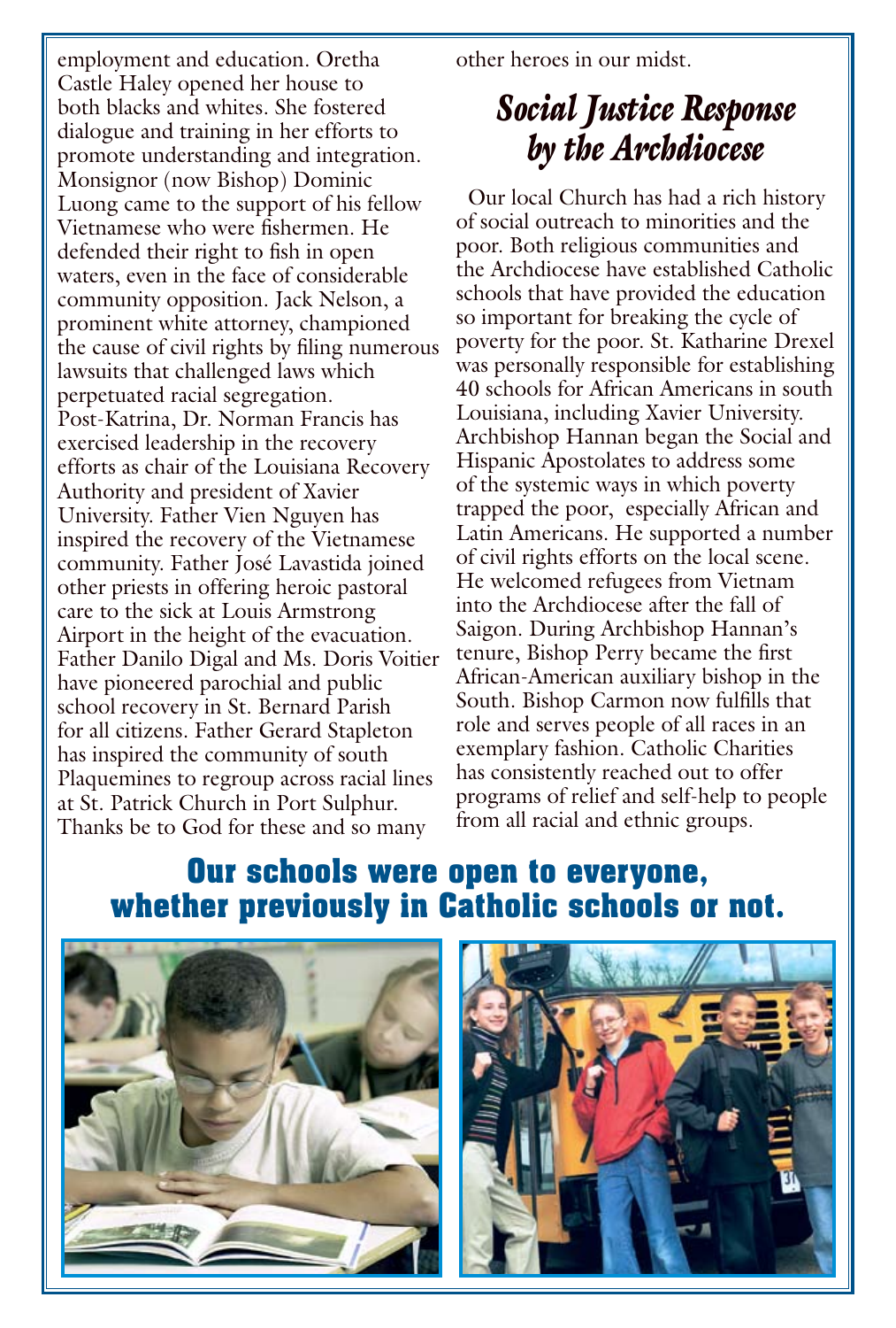employment and education. Oretha Castle Haley opened her house to both blacks and whites. She fostered dialogue and training in her efforts to promote understanding and integration. Monsignor (now Bishop) Dominic Luong came to the support of his fellow Vietnamese who were fishermen. He defended their right to fish in open waters, even in the face of considerable community opposition. Jack Nelson, a prominent white attorney, championed the cause of civil rights by filing numerous lawsuits that challenged laws which perpetuated racial segregation. Post-Katrina, Dr. Norman Francis has exercised leadership in the recovery efforts as chair of the Louisiana Recovery Authority and president of Xavier University. Father Vien Nguyen has inspired the recovery of the Vietnamese community. Father José Lavastida joined other priests in offering heroic pastoral care to the sick at Louis Armstrong Airport in the height of the evacuation. Father Danilo Digal and Ms. Doris Voitier have pioneered parochial and public school recovery in St. Bernard Parish for all citizens. Father Gerard Stapleton has inspired the community of south Plaquemines to regroup across racial lines at St. Patrick Church in Port Sulphur. Thanks be to God for these and so many other heroes in our midst.

## *Social Justice Response by the Archdiocese*

Our local Church has had a rich history of social outreach to minorities and the poor. Both religious communities and the Archdiocese have established Catholic schools that have provided the education so important for breaking the cycle of poverty for the poor. St. Katharine Drexel was personally responsible for establishing 40 schools for African Americans in south Louisiana, including Xavier University. Archbishop Hannan began the Social and Hispanic Apostolates to address some of the systemic ways in which poverty trapped the poor, especially African and Latin Americans. He supported a number of civil rights efforts on the local scene. He welcomed refugees from Vietnam into the Archdiocese after the fall of Saigon. During Archbishop Hannan's tenure, Bishop Perry became the first African-American auxiliary bishop in the South. Bishop Carmon now fulfills that role and serves people of all races in an exemplary fashion. Catholic Charities has consistently reached out to offer programs of relief and self-help to people from all racial and ethnic groups.

**Our schools were open to everyone, whether previously in Catholic schools or not.**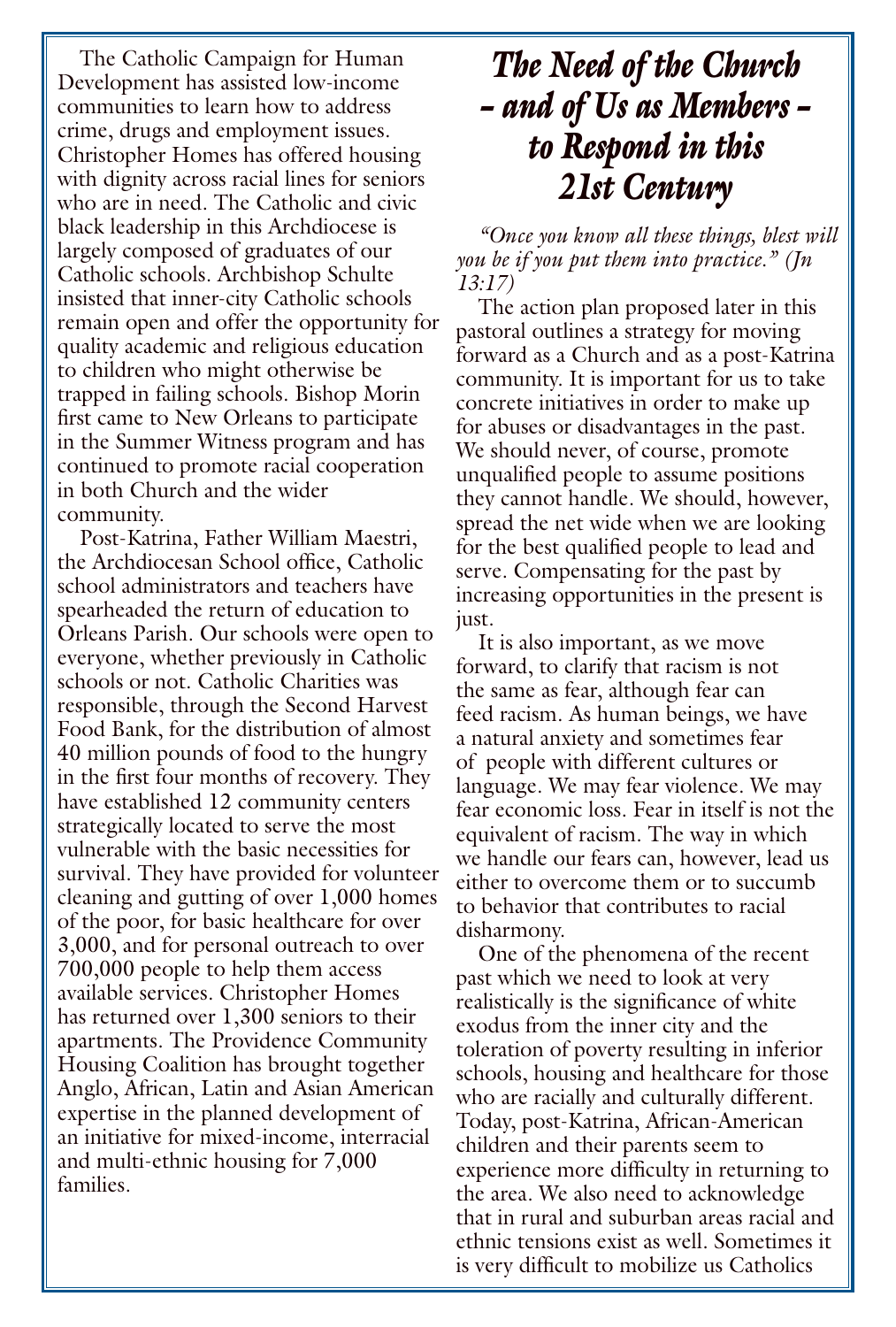The Catholic Campaign for Human Development has assisted low-income communities to learn how to address crime, drugs and employment issues. Christopher Homes has offered housing with dignity across racial lines for seniors who are in need. The Catholic and civic black leadership in this Archdiocese is largely composed of graduates of our Catholic schools. Archbishop Schulte insisted that inner-city Catholic schools remain open and offer the opportunity for quality academic and religious education to children who might otherwise be trapped in failing schools. Bishop Morin first came to New Orleans to participate in the Summer Witness program and has continued to promote racial cooperation in both Church and the wider community.

Post-Katrina, Father William Maestri, the Archdiocesan School office, Catholic school administrators and teachers have spearheaded the return of education to Orleans Parish. Our schools were open to everyone, whether previously in Catholic schools or not. Catholic Charities was responsible, through the Second Harvest Food Bank, for the distribution of almost 40 million pounds of food to the hungry in the first four months of recovery. They have established 12 community centers strategically located to serve the most vulnerable with the basic necessities for survival. They have provided for volunteer cleaning and gutting of over 1,000 homes of the poor, for basic healthcare for over 3,000, and for personal outreach to over 700,000 people to help them access available services. Christopher Homes has returned over 1,300 seniors to their apartments. The Providence Community Housing Coalition has brought together Anglo, African, Latin and Asian American expertise in the planned development of an initiative for mixed-income, interracial and multi-ethnic housing for 7,000 families.

## *The Need of the Church – and of Us as Members – to Respond in this 21st Century*

*"Once you know all these things, blest will you be if you put them into practice." (Jn 13:17)*

The action plan proposed later in this pastoral outlines a strategy for moving forward as a Church and as a post-Katrina community. It is important for us to take concrete initiatives in order to make up for abuses or disadvantages in the past. We should never, of course, promote unqualified people to assume positions they cannot handle. We should, however, spread the net wide when we are looking for the best qualified people to lead and serve. Compensating for the past by increasing opportunities in the present is just.

It is also important, as we move forward, to clarify that racism is not the same as fear, although fear can feed racism. As human beings, we have a natural anxiety and sometimes fear of people with different cultures or language. We may fear violence. We may fear economic loss. Fear in itself is not the equivalent of racism. The way in which we handle our fears can, however, lead us either to overcome them or to succumb to behavior that contributes to racial disharmony.

One of the phenomena of the recent past which we need to look at very realistically is the significance of white exodus from the inner city and the toleration of poverty resulting in inferior schools, housing and healthcare for those who are racially and culturally different. Today, post-Katrina, African-American children and their parents seem to experience more difficulty in returning to the area. We also need to acknowledge that in rural and suburban areas racial and ethnic tensions exist as well. Sometimes it is very difficult to mobilize us Catholics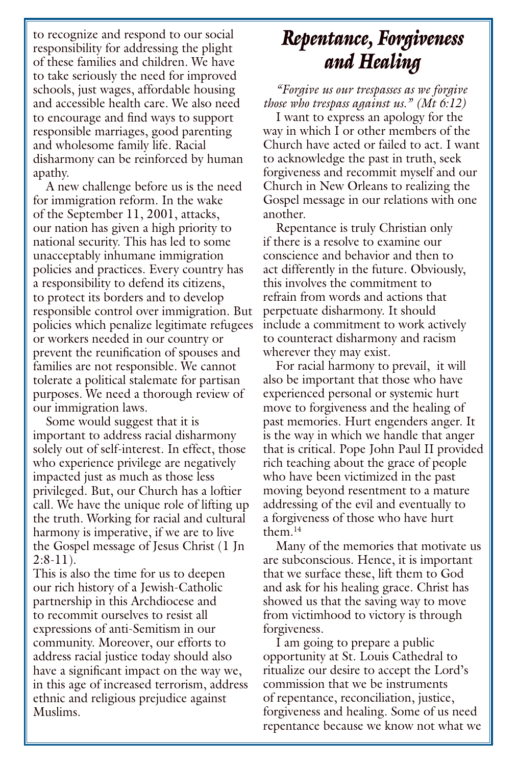to recognize and respond to our social responsibility for addressing the plight of these families and children. We have to take seriously the need for improved schools, just wages, affordable housing and accessible health care. We also need to encourage and find ways to support responsible marriages, good parenting and wholesome family life. Racial disharmony can be reinforced by human apathy.

A new challenge before us is the need for immigration reform. In the wake of the September 11, 2001, attacks, our nation has given a high priority to national security. This has led to some unacceptably inhumane immigration policies and practices. Every country has a responsibility to defend its citizens, to protect its borders and to develop responsible control over immigration. But policies which penalize legitimate refugees or workers needed in our country or prevent the reunification of spouses and families are not responsible. We cannot tolerate a political stalemate for partisan purposes. We need a thorough review of our immigration laws.

Some would suggest that it is important to address racial disharmony solely out of self-interest. In effect, those who experience privilege are negatively impacted just as much as those less privileged. But, our Church has a loftier call. We have the unique role of lifting up the truth. Working for racial and cultural harmony is imperative, if we are to live the Gospel message of Jesus Christ (1 Jn 2:8-11).

This is also the time for us to deepen our rich history of a Jewish-Catholic partnership in this Archdiocese and to recommit ourselves to resist all expressions of anti-Semitism in our community. Moreover, our efforts to address racial justice today should also have a significant impact on the way we, in this age of increased terrorism, address ethnic and religious prejudice against Muslims.

## *Repentance, Forgiveness and Healing*

*"Forgive us our trespasses as we forgive those who trespass against us." (Mt 6:12)*

I want to express an apology for the way in which I or other members of the Church have acted or failed to act. I want to acknowledge the past in truth, seek forgiveness and recommit myself and our Church in New Orleans to realizing the Gospel message in our relations with one another.

Repentance is truly Christian only if there is a resolve to examine our conscience and behavior and then to act differently in the future. Obviously, this involves the commitment to refrain from words and actions that perpetuate disharmony. It should include a commitment to work actively to counteract disharmony and racism wherever they may exist.

For racial harmony to prevail, it will also be important that those who have experienced personal or systemic hurt move to forgiveness and the healing of past memories. Hurt engenders anger. It is the way in which we handle that anger that is critical. Pope John Paul II provided rich teaching about the grace of people who have been victimized in the past moving beyond resentment to a mature addressing of the evil and eventually to a forgiveness of those who have hurt them.[14]

Many of the memories that motivate us are subconscious. Hence, it is important that we surface these, lift them to God and ask for his healing grace. Christ has showed us that the saving way to move from victimhood to victory is through forgiveness.

I am going to prepare a public opportunity at St. Louis Cathedral to ritualize our desire to accept the Lord's commission that we be instruments of repentance, reconciliation, justice, forgiveness and healing. Some of us need repentance because we know not what we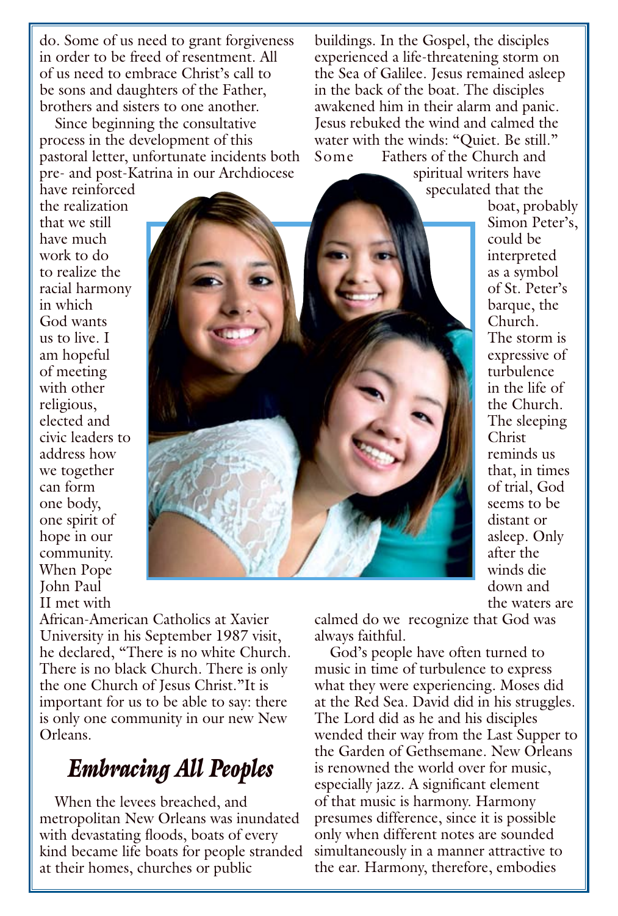do. Some of us need to grant forgiveness in order to be freed of resentment. All of us need to embrace Christ's call to be sons and daughters of the Father, brothers and sisters to one another.

Since beginning the consultative process in the development of this pastoral letter, unfortunate incidents both pre- and post-Katrina in our Archdiocese have reinforced the realization that we still have much work to do to realize the racial harmony in which God wants us to live. I am hopeful of meeting with other religious, elected and civic leaders to address how we together can form one body, one spirit of hope in our community. When Pope John Paul II met with African-American Catholics at Xavier University in his September 1987 visit, he declared, "There is no white Church. There is no black Church. There is only the one Church of Jesus Christ."It is important for us to be able to say: there is only one community in our new New Orleans.

## *Embracing All Peoples*

When the levees breached, and metropolitan New Orleans was inundated with devastating floods, boats of every kind became life boats for people stranded at their homes, churches or public buildings. In the Gospel, the disciples experienced a life-threatening storm on the Sea of Galilee. Jesus remained asleep in the back of the boat. The disciples awakened him in their alarm and panic. Jesus rebuked the wind and calmed the water with the winds: "Quiet. Be still." Some Fathers of the Church and spiritual writers have speculated that the boat, probably Simon Peter's, could be interpreted as a symbol of St. Peter's barque, the Church. The storm is expressive of turbulence in the life of the Church. The sleeping Christ reminds us that, in times of trial, God seems to be distant or asleep. Only after the winds die down and the waters are calmed do we recognize that God was always faithful.

God's people have often turned to music in time of turbulence to express what they were experiencing. Moses did at the Red Sea. David did in his struggles. The Lord did as he and his disciples wended their way from the Last Supper to the Garden of Gethsemane. New Orleans is renowned the world over for music, especially jazz. A significant element of that music is harmony. Harmony presumes difference, since it is possible only when different notes are sounded simultaneously in a manner attractive to the ear. Harmony, therefore, embodies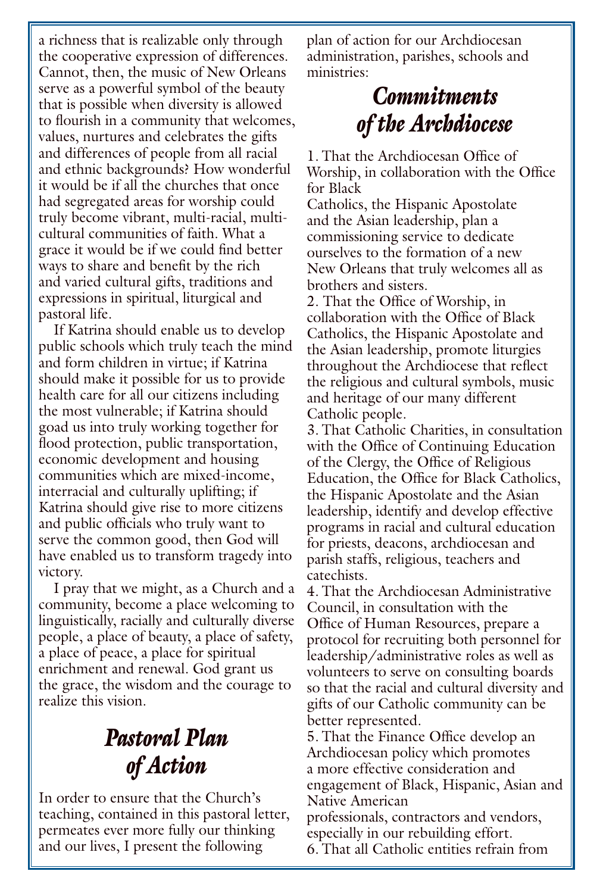a richness that is realizable only through the cooperative expression of differences. Cannot, then, the music of New Orleans serve as a powerful symbol of the beauty that is possible when diversity is allowed to flourish in a community that welcomes, values, nurtures and celebrates the gifts and differences of people from all racial and ethnic backgrounds? How wonderful it would be if all the churches that once had segregated areas for worship could truly become vibrant, multi-racial, multi-cultural communities of faith. What a grace it would be if we could find better ways to share and benefit by the rich and varied cultural gifts, traditions and expressions in spiritual, liturgical and pastoral life.

If Katrina should enable us to develop public schools which truly teach the mind and form children in virtue; if Katrina should make it possible for us to provide health care for all our citizens including the most vulnerable; if Katrina should goad us into truly working together for flood protection, public transportation, economic development and housing communities which are mixed-income, interracial and culturally uplifting; if Katrina should give rise to more citizens and public officials who truly want to serve the common good, then God will have enabled us to transform tragedy into victory.

I pray that we might, as a Church and a community, become a place welcoming to linguistically, racially and culturally diverse people, a place of beauty, a place of safety, a place of peace, a place for spiritual enrichment and renewal. God grant us the grace, the wisdom and the courage to realize this vision.

## *Pastoral Plan of Action*

In order to ensure that the Church's teaching, contained in this pastoral letter, permeates ever more fully our thinking and our lives, I present the following plan of action for our Archdiocesan administration, parishes, schools and ministries:

## *Commitments of the Archdiocese*

1. That the Archdiocesan Office of Worship, in collaboration with the Office for Black Catholics, the Hispanic Apostolate and the Asian leadership, plan a commissioning service to dedicate ourselves to the formation of a new New Orleans that truly welcomes all as brothers and sisters.
2. That the Office of Worship, in collaboration with the Office of Black Catholics, the Hispanic Apostolate and the Asian leadership, promote liturgies throughout the Archdiocese that reflect the religious and cultural symbols, music and heritage of our many different Catholic people.
3. That Catholic Charities, in consultation with the Office of Continuing Education of the Clergy, the Office of Religious Education, the Office for Black Catholics, the Hispanic Apostolate and the Asian leadership, identify and develop effective programs in racial and cultural education for priests, deacons, archdiocesan and parish staffs, religious, teachers and catechists.
4. That the Archdiocesan Administrative Council, in consultation with the Office of Human Resources, prepare a protocol for recruiting both personnel for leadership/administrative roles as well as volunteers to serve on consulting boards so that the racial and cultural diversity and gifts of our Catholic community can be better represented.
5. That the Finance Office develop an Archdiocesan policy which promotes a more effective consideration and engagement of Black, Hispanic, Asian and Native American professionals, contractors and vendors, especially in our rebuilding effort.
6. That all Catholic entities refrain from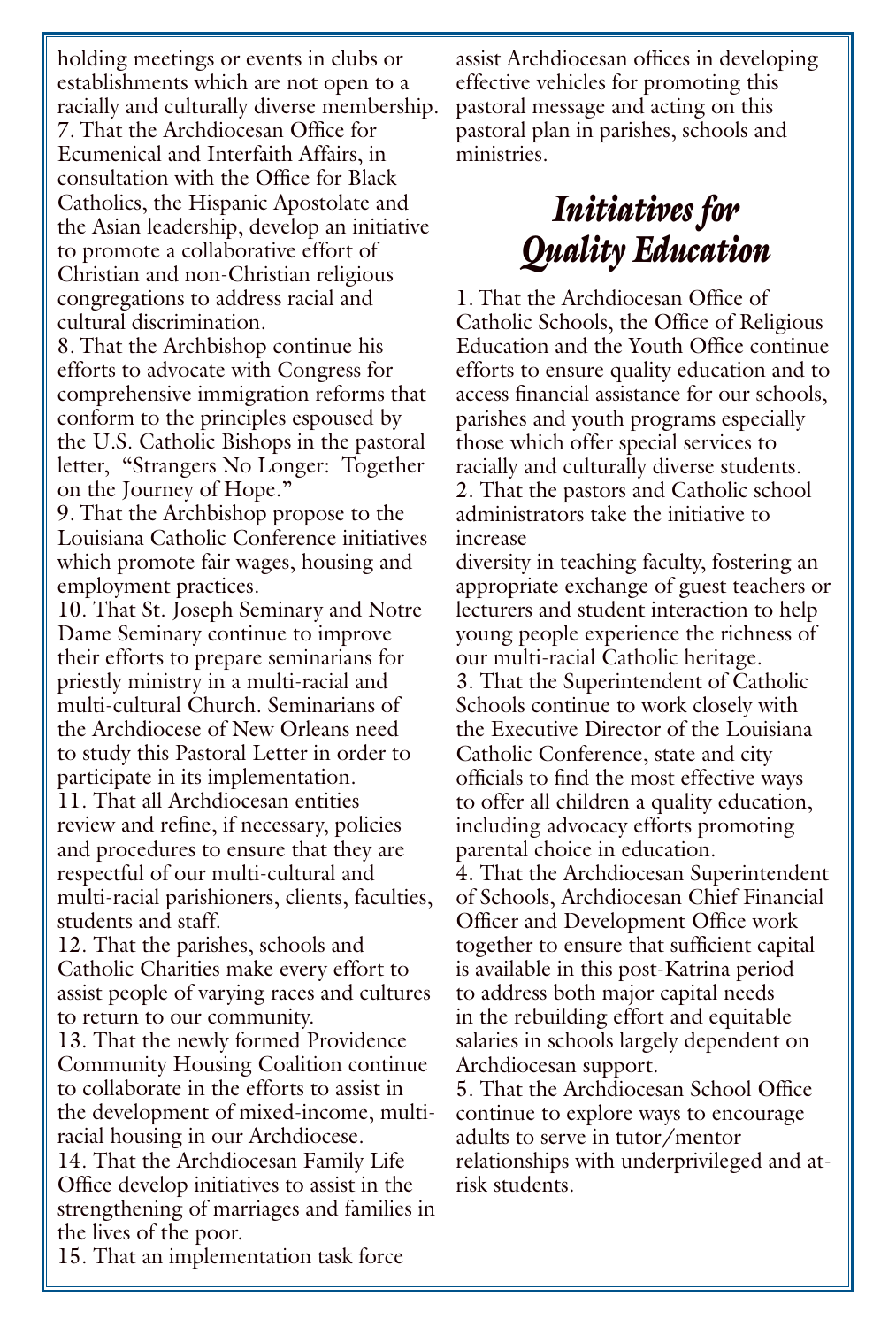holding meetings or events in clubs or establishments which are not open to a racially and culturally diverse membership.

7. That the Archdiocesan Office for Ecumenical and Interfaith Affairs, in consultation with the Office for Black Catholics, the Hispanic Apostolate and the Asian leadership, develop an initiative to promote a collaborative effort of Christian and non-Christian religious congregations to address racial and cultural discrimination.

8. That the Archbishop continue his efforts to advocate with Congress for comprehensive immigration reforms that conform to the principles espoused by the U.S. Catholic Bishops in the pastoral letter, "Strangers No Longer: Together on the Journey of Hope."

9. That the Archbishop propose to the Louisiana Catholic Conference initiatives which promote fair wages, housing and employment practices.

10. That St. Joseph Seminary and Notre Dame Seminary continue to improve their efforts to prepare seminarians for priestly ministry in a multi-racial and multi-cultural Church. Seminarians of the Archdiocese of New Orleans need to study this Pastoral Letter in order to participate in its implementation.

11. That all Archdiocesan entities review and refine, if necessary, policies and procedures to ensure that they are respectful of our multi-cultural and multi-racial parishioners, clients, faculties, students and staff.

12. That the parishes, schools and Catholic Charities make every effort to assist people of varying races and cultures to return to our community.

13. That the newly formed Providence Community Housing Coalition continue to collaborate in the efforts to assist in the development of mixed-income, multi-racial housing in our Archdiocese.

14. That the Archdiocesan Family Life Office develop initiatives to assist in the strengthening of marriages and families in the lives of the poor.

15. That an implementation task force assist Archdiocesan offices in developing effective vehicles for promoting this pastoral message and acting on this pastoral plan in parishes, schools and ministries.

## *Initiatives for Quality Education*

1. That the Archdiocesan Office of Catholic Schools, the Office of Religious Education and the Youth Office continue efforts to ensure quality education and to access financial assistance for our schools, parishes and youth programs especially those which offer special services to racially and culturally diverse students.

2. That the pastors and Catholic school administrators take the initiative to increase diversity in teaching faculty, fostering an appropriate exchange of guest teachers or lecturers and student interaction to help young people experience the richness of our multi-racial Catholic heritage.

3. That the Superintendent of Catholic Schools continue to work closely with the Executive Director of the Louisiana Catholic Conference, state and city officials to find the most effective ways to offer all children a quality education, including advocacy efforts promoting parental choice in education.

4. That the Archdiocesan Superintendent of Schools, Archdiocesan Chief Financial Officer and Development Office work together to ensure that sufficient capital is available in this post-Katrina period to address both major capital needs in the rebuilding effort and equitable salaries in schools largely dependent on Archdiocesan support.

5. That the Archdiocesan School Office continue to explore ways to encourage adults to serve in tutor/mentor relationships with underprivileged and at-risk students.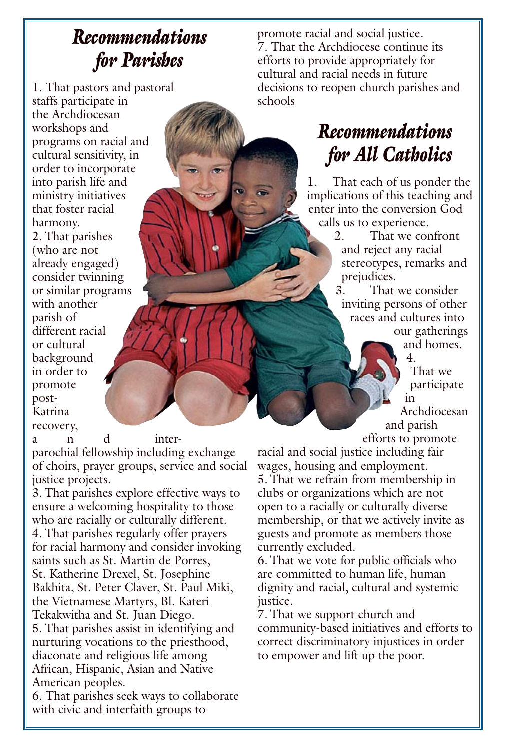## Recommendations for Parishes

1. That pastors and pastoral staffs participate in the Archdiocesan workshops and programs on racial and cultural sensitivity, in order to incorporate into parish life and ministry initiatives that foster racial harmony.
2. That parishes (who are not already engaged) consider twinning or similar programs with another parish of different racial or cultural background in order to promote post-Katrina recovery, and inter-parochial fellowship including exchange of choirs, prayer groups, service and social justice projects.
3. That parishes explore effective ways to ensure a welcoming hospitality to those who are racially or culturally different.
4. That parishes regularly offer prayers for racial harmony and consider invoking saints such as St. Martin de Porres, St. Katherine Drexel, St. Josephine Bakhita, St. Peter Claver, St. Paul Miki, the Vietnamese Martyrs, Bl. Kateri Tekakwitha and St. Juan Diego.
5. That parishes assist in identifying and nurturing vocations to the priesthood, diaconate and religious life among African, Hispanic, Asian and Native American peoples.
6. That parishes seek ways to collaborate with civic and interfaith groups to promote racial and social justice.
7. That the Archdiocese continue its efforts to provide appropriately for cultural and racial needs in future decisions to reopen church parishes and schools

## Recommendations for All Catholics

1. That each of us ponder the implications of this teaching and enter into the conversion God calls us to experience.
2. That we confront and reject any racial stereotypes, remarks and prejudices.
3. That we consider inviting persons of other races and cultures into our gatherings and homes.
4. That we participate in Archdiocesan and parish efforts to promote racial and social justice including fair wages, housing and employment.
5. That we refrain from membership in clubs or organizations which are not open to a racially or culturally diverse membership, or that we actively invite as guests and promote as members those currently excluded.
6. That we vote for public officials who are committed to human life, human dignity and racial, cultural and systemic justice.
7. That we support church and community-based initiatives and efforts to correct discriminatory injustices in order to empower and lift up the poor.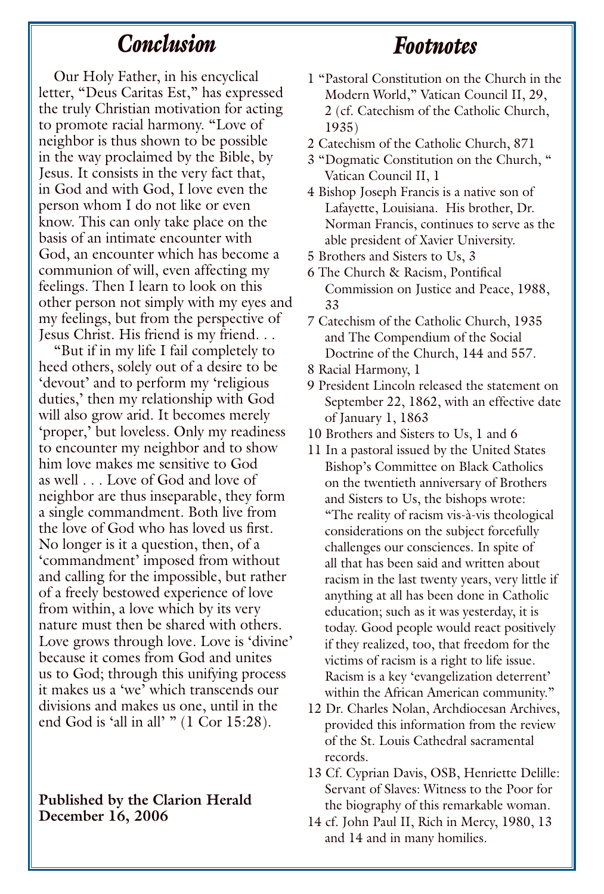## Conclusion

Our Holy Father, in his encyclical letter, "Deus Caritas Est," has expressed the truly Christian motivation for acting to promote racial harmony. "Love of neighbor is thus shown to be possible in the way proclaimed by the Bible, by Jesus. It consists in the very fact that, in God and with God, I love even the person whom I do not like or even know. This can only take place on the basis of an intimate encounter with God, an encounter which has become a communion of will, even affecting my feelings. Then I learn to look on this other person not simply with my eyes and my feelings, but from the perspective of Jesus Christ. His friend is my friend. . .

"But if in my life I fail completely to heed others, solely out of a desire to be 'devout' and to perform my 'religious duties,' then my relationship with God will also grow arid. It becomes merely 'proper,' but loveless. Only my readiness to encounter my neighbor and to show him love makes me sensitive to God as well . . . Love of God and love of neighbor are thus inseparable, they form a single commandment. Both live from the love of God who has loved us first. No longer is it a question, then, of a 'commandment' imposed from without and calling for the impossible, but rather of a freely bestowed experience of love from within, a love which by its very nature must then be shared with others. Love grows through love. Love is 'divine' because it comes from God and unites us to God; through this unifying process it makes us a 'we' which transcends our divisions and makes us one, until in the end God is 'all in all' " (1 Cor 15:28).

**Published by the Clarion Herald**
**December 16, 2006**

## Footnotes

1 "Pastoral Constitution on the Church in the Modern World," Vatican Council II, 29, 2 (cf. Catechism of the Catholic Church, 1935)
2 Catechism of the Catholic Church, 871
3 "Dogmatic Constitution on the Church, " Vatican Council II, 1
4 Bishop Joseph Francis is a native son of Lafayette, Louisiana. His brother, Dr. Norman Francis, continues to serve as the able president of Xavier University.
5 Brothers and Sisters to Us, 3
6 The Church & Racism, Pontifical Commission on Justice and Peace, 1988, 33
7 Catechism of the Catholic Church, 1935 and The Compendium of the Social Doctrine of the Church, 144 and 557.
8 Racial Harmony, 1
9 President Lincoln released the statement on September 22, 1862, with an effective date of January 1, 1863
10 Brothers and Sisters to Us, 1 and 6
11 In a pastoral issued by the United States Bishop's Committee on Black Catholics on the twentieth anniversary of Brothers and Sisters to Us, the bishops wrote: "The reality of racism vis-à-vis theological considerations on the subject forcefully challenges our consciences. In spite of all that has been said and written about racism in the last twenty years, very little if anything at all has been done in Catholic education; such as it was yesterday, it is today. Good people would react positively if they realized, too, that freedom for the victims of racism is a right to life issue. Racism is a key 'evangelization deterrent' within the African American community."
12 Dr. Charles Nolan, Archdiocesan Archives, provided this information from the review of the St. Louis Cathedral sacramental records.
13 Cf. Cyprian Davis, OSB, Henriette Delille: Servant of Slaves: Witness to the Poor for the biography of this remarkable woman.
14 cf. John Paul II, Rich in Mercy, 1980, 13 and 14 and in many homilies.